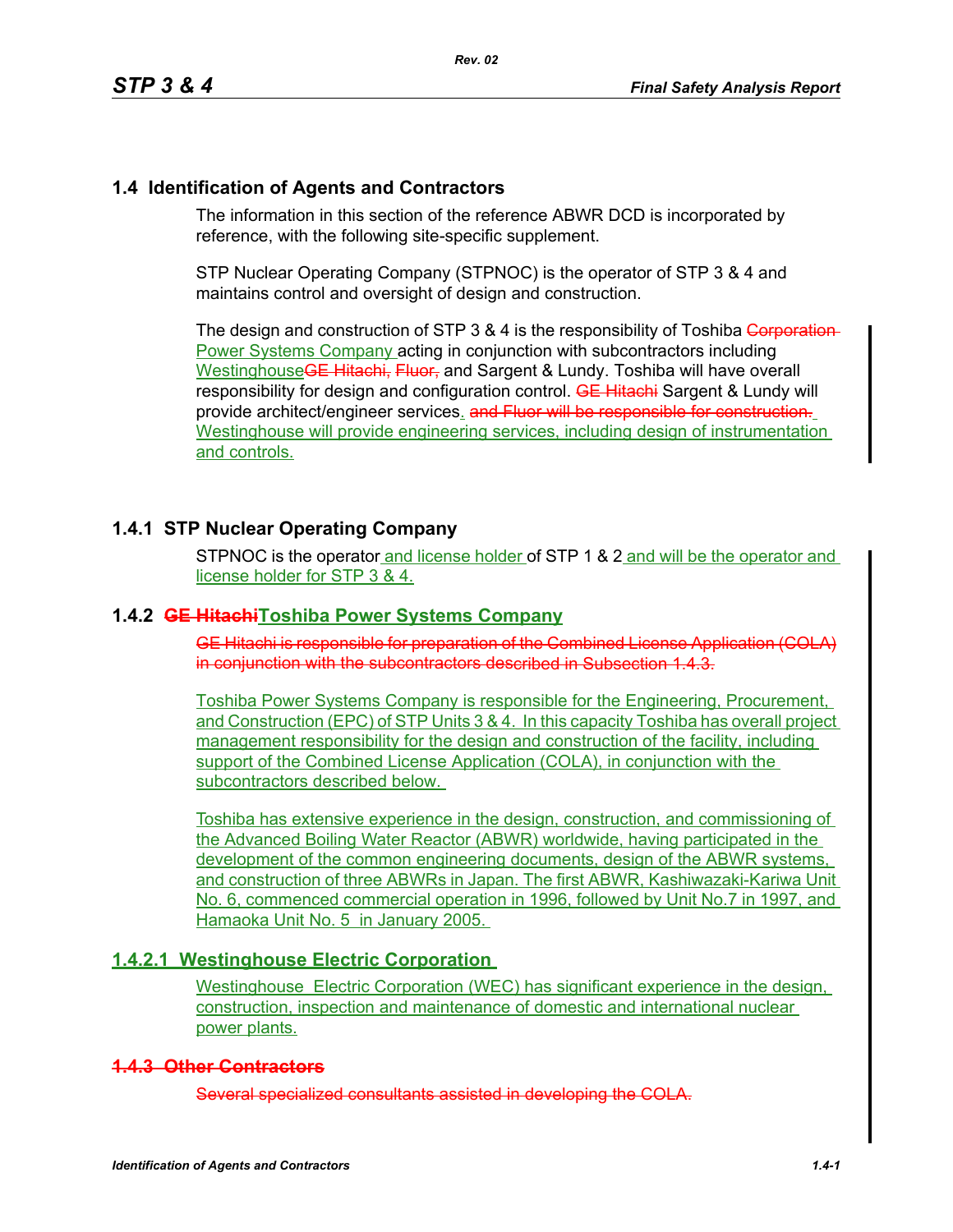## 1.4 Identification of Agents and Contractors

The information in this section of the reference ABWR DCD is incorporated by reference, with the following site-specific supplement.

STP Nuclear Operating Company (STPNOC) is the operator of STP 3 & 4 and maintains control and oversight of design and construction.

The design and construction of STP 3 & 4 is the responsibility of Toshiba ~~Corporation~~ Power Systems Company acting in conjunction with subcontractors including Westinghouse~~GE Hitachi, Fluor,~~ and Sargent & Lundy. Toshiba will have overall responsibility for design and configuration control. ~~GE Hitachi~~ Sargent & Lundy will provide architect/engineer services. ~~and Fluor will be responsible for construction.~~ Westinghouse will provide engineering services, including design of instrumentation and controls.

### 1.4.1 STP Nuclear Operating Company

STPNOC is the operator and license holder of STP 1 & 2 and will be the operator and license holder for STP 3 & 4.

### 1.4.2 ~~GE Hitachi~~Toshiba Power Systems Company

~~GE Hitachi is responsible for preparation of the Combined License Application (COLA) in conjunction with the subcontractors described in Subsection 1.4.3.~~

Toshiba Power Systems Company is responsible for the Engineering, Procurement, and Construction (EPC) of STP Units 3 & 4. In this capacity Toshiba has overall project management responsibility for the design and construction of the facility, including support of the Combined License Application (COLA), in conjunction with the subcontractors described below.

Toshiba has extensive experience in the design, construction, and commissioning of the Advanced Boiling Water Reactor (ABWR) worldwide, having participated in the development of the common engineering documents, design of the ABWR systems, and construction of three ABWRs in Japan. The first ABWR, Kashiwazaki-Kariwa Unit No. 6, commenced commercial operation in 1996, followed by Unit No.7 in 1997, and Hamaoka Unit No. 5 in January 2005.

#### 1.4.2.1 Westinghouse Electric Corporation

Westinghouse Electric Corporation (WEC) has significant experience in the design, construction, inspection and maintenance of domestic and international nuclear power plants.

### ~~1.4.3 Other Contractors~~

~~Several specialized consultants assisted in developing the COLA.~~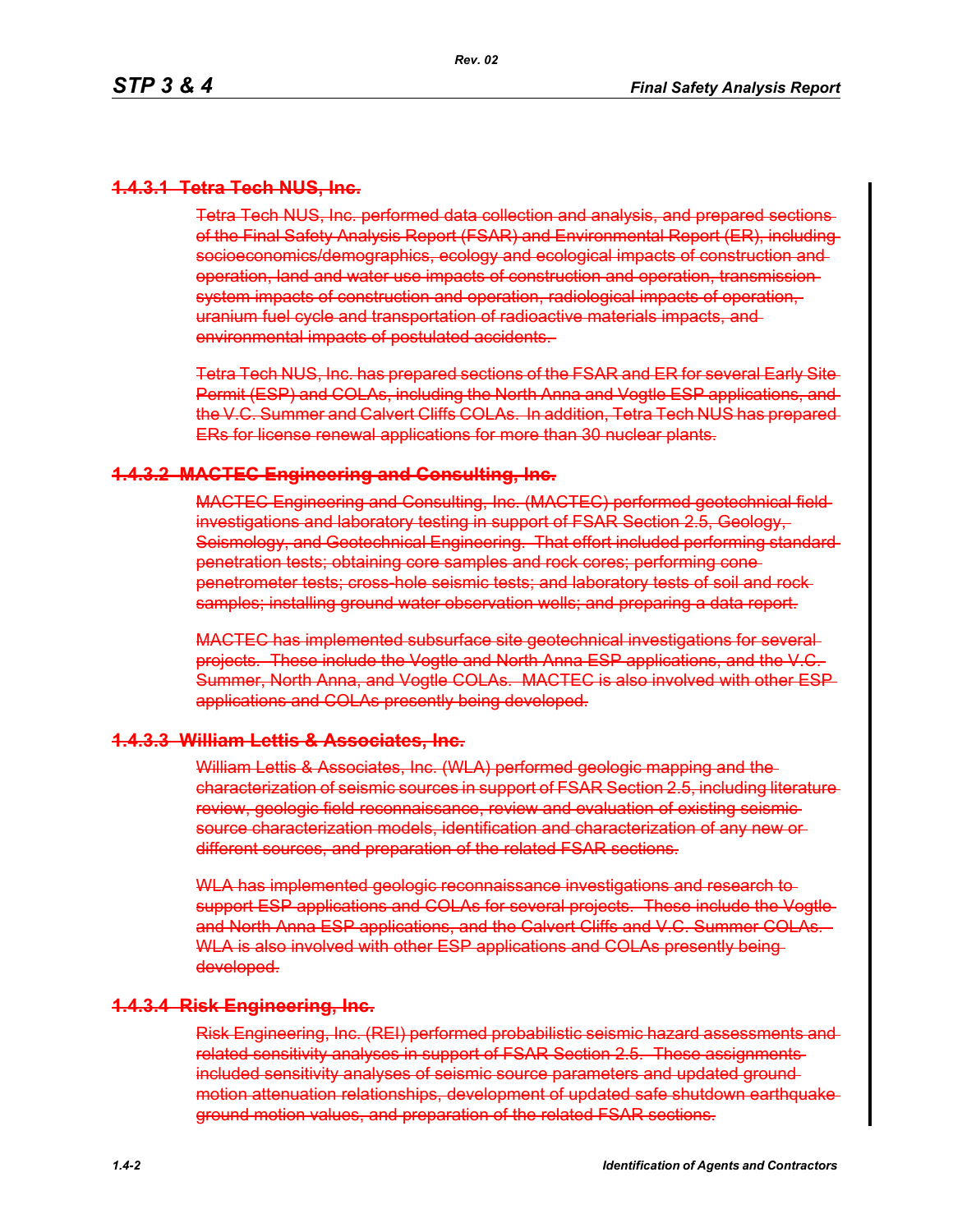#### ~~1.4.3.1 Tetra Tech NUS, Inc.~~

~~Tetra Tech NUS, Inc. performed data collection and analysis, and prepared sections of the Final Safety Analysis Report (FSAR) and Environmental Report (ER), including socioeconomics/demographics, ecology and ecological impacts of construction and operation, land and water use impacts of construction and operation, transmission system impacts of construction and operation, radiological impacts of operation, uranium fuel cycle and transportation of radioactive materials impacts, and environmental impacts of postulated accidents.~~

~~Tetra Tech NUS, Inc. has prepared sections of the FSAR and ER for several Early Site Permit (ESP) and COLAs, including the North Anna and Vogtle ESP applications, and the V.C. Summer and Calvert Cliffs COLAs. In addition, Tetra Tech NUS has prepared ERs for license renewal applications for more than 30 nuclear plants.~~

#### ~~1.4.3.2 MACTEC Engineering and Consulting, Inc.~~

~~MACTEC Engineering and Consulting, Inc. (MACTEC) performed geotechnical field investigations and laboratory testing in support of FSAR Section 2.5, Geology, Seismology, and Geotechnical Engineering. That effort included performing standard penetration tests; obtaining core samples and rock cores; performing cone penetrometer tests; cross-hole seismic tests; and laboratory tests of soil and rock samples; installing ground water observation wells; and preparing a data report.~~

~~MACTEC has implemented subsurface site geotechnical investigations for several projects. These include the Vogtle and North Anna ESP applications, and the V.C. Summer, North Anna, and Vogtle COLAs. MACTEC is also involved with other ESP applications and COLAs presently being developed.~~

#### ~~1.4.3.3 William Lettis & Associates, Inc.~~

~~William Lettis & Associates, Inc. (WLA) performed geologic mapping and the characterization of seismic sources in support of FSAR Section 2.5, including literature review, geologic field reconnaissance, review and evaluation of existing seismic source characterization models, identification and characterization of any new or different sources, and preparation of the related FSAR sections.~~

~~WLA has implemented geologic reconnaissance investigations and research to support ESP applications and COLAs for several projects. These include the Vogtle and North Anna ESP applications, and the Calvert Cliffs and V.C. Summer COLAs. WLA is also involved with other ESP applications and COLAs presently being developed.~~

#### ~~1.4.3.4 Risk Engineering, Inc.~~

~~Risk Engineering, Inc. (REI) performed probabilistic seismic hazard assessments and related sensitivity analyses in support of FSAR Section 2.5. These assignments included sensitivity analyses of seismic source parameters and updated ground motion attenuation relationships, development of updated safe shutdown earthquake ground motion values, and preparation of the related FSAR sections.~~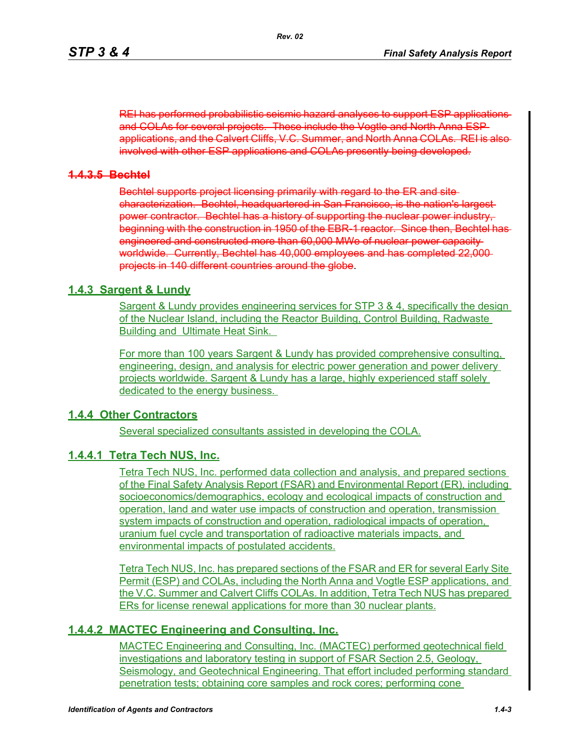~~REI has performed probabilistic seismic hazard analyses to support ESP applications and COLAs for several projects. These include the Vogtle and North Anna ESP applications, and the Calvert Cliffs, V.C. Summer, and North Anna COLAs. REI is also involved with other ESP applications and COLAs presently being developed.~~

### ~~1.4.3.5 Bechtel~~

~~Bechtel supports project licensing primarily with regard to the ER and site characterization. Bechtel, headquartered in San Francisco, is the nation's largest power contractor. Bechtel has a history of supporting the nuclear power industry, beginning with the construction in 1950 of the EBR-1 reactor. Since then, Bechtel has engineered and constructed more than 60,000 MWe of nuclear power capacity worldwide. Currently, Bechtel has 40,000 employees and has completed 22,000 projects in 140 different countries around the globe~~.

## 1.4.3 Sargent & Lundy

Sargent & Lundy provides engineering services for STP 3 & 4, specifically the design of the Nuclear Island, including the Reactor Building, Control Building, Radwaste Building and Ultimate Heat Sink.

For more than 100 years Sargent & Lundy has provided comprehensive consulting, engineering, design, and analysis for electric power generation and power delivery projects worldwide. Sargent & Lundy has a large, highly experienced staff solely dedicated to the energy business.

## 1.4.4 Other Contractors

Several specialized consultants assisted in developing the COLA.

### 1.4.4.1 Tetra Tech NUS, Inc.

Tetra Tech NUS, Inc. performed data collection and analysis, and prepared sections of the Final Safety Analysis Report (FSAR) and Environmental Report (ER), including socioeconomics/demographics, ecology and ecological impacts of construction and operation, land and water use impacts of construction and operation, transmission system impacts of construction and operation, radiological impacts of operation, uranium fuel cycle and transportation of radioactive materials impacts, and environmental impacts of postulated accidents.

Tetra Tech NUS, Inc. has prepared sections of the FSAR and ER for several Early Site Permit (ESP) and COLAs, including the North Anna and Vogtle ESP applications, and the V.C. Summer and Calvert Cliffs COLAs. In addition, Tetra Tech NUS has prepared ERs for license renewal applications for more than 30 nuclear plants.

### 1.4.4.2 MACTEC Engineering and Consulting, Inc.

MACTEC Engineering and Consulting, Inc. (MACTEC) performed geotechnical field investigations and laboratory testing in support of FSAR Section 2.5, Geology, Seismology, and Geotechnical Engineering. That effort included performing standard penetration tests; obtaining core samples and rock cores; performing cone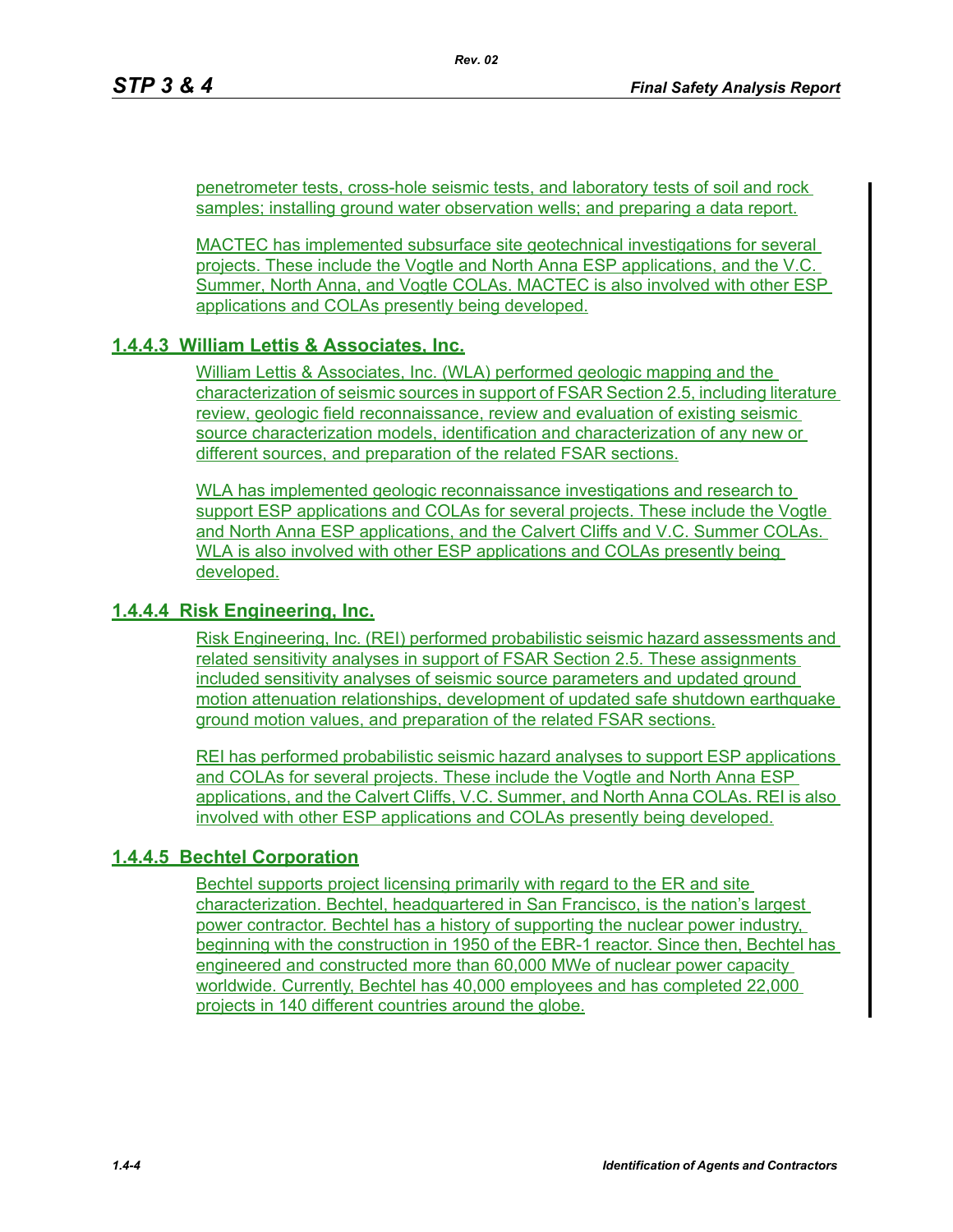penetrometer tests, cross-hole seismic tests, and laboratory tests of soil and rock samples; installing ground water observation wells; and preparing a data report.

MACTEC has implemented subsurface site geotechnical investigations for several projects. These include the Vogtle and North Anna ESP applications, and the V.C. Summer, North Anna, and Vogtle COLAs. MACTEC is also involved with other ESP applications and COLAs presently being developed.

### 1.4.4.3 William Lettis & Associates, Inc.

William Lettis & Associates, Inc. (WLA) performed geologic mapping and the characterization of seismic sources in support of FSAR Section 2.5, including literature review, geologic field reconnaissance, review and evaluation of existing seismic source characterization models, identification and characterization of any new or different sources, and preparation of the related FSAR sections.

WLA has implemented geologic reconnaissance investigations and research to support ESP applications and COLAs for several projects. These include the Vogtle and North Anna ESP applications, and the Calvert Cliffs and V.C. Summer COLAs. WLA is also involved with other ESP applications and COLAs presently being developed.

### 1.4.4.4 Risk Engineering, Inc.

Risk Engineering, Inc. (REI) performed probabilistic seismic hazard assessments and related sensitivity analyses in support of FSAR Section 2.5. These assignments included sensitivity analyses of seismic source parameters and updated ground motion attenuation relationships, development of updated safe shutdown earthquake ground motion values, and preparation of the related FSAR sections.

REI has performed probabilistic seismic hazard analyses to support ESP applications and COLAs for several projects. These include the Vogtle and North Anna ESP applications, and the Calvert Cliffs, V.C. Summer, and North Anna COLAs. REI is also involved with other ESP applications and COLAs presently being developed.

### 1.4.4.5 Bechtel Corporation

Bechtel supports project licensing primarily with regard to the ER and site characterization. Bechtel, headquartered in San Francisco, is the nation's largest power contractor. Bechtel has a history of supporting the nuclear power industry, beginning with the construction in 1950 of the EBR-1 reactor. Since then, Bechtel has engineered and constructed more than 60,000 MWe of nuclear power capacity worldwide. Currently, Bechtel has 40,000 employees and has completed 22,000 projects in 140 different countries around the globe.